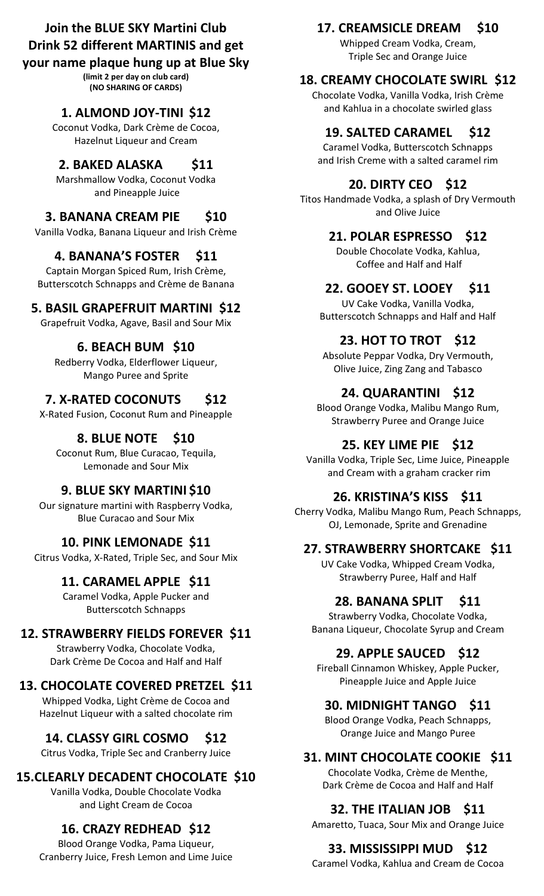## Join the BLUE SKY Martini Club Drink 52 different MARTINIS and get your name plaque hung up at Blue Sky

**(limit 2 per day on club card)**
**(NO SHARING OF CARDS)**

### 1. ALMOND JOY-TINI $12
Coconut Vodka, Dark Crème de Cocoa, Hazelnut Liqueur and Cream

### 2. BAKED ALASKA $11
Marshmallow Vodka, Coconut Vodka and Pineapple Juice

### 3. BANANA CREAM PIE $10
Vanilla Vodka, Banana Liqueur and Irish Crème

### 4. BANANA'S FOSTER $11
Captain Morgan Spiced Rum, Irish Crème, Butterscotch Schnapps and Crème de Banana

### 5. BASIL GRAPEFRUIT MARTINI $12
Grapefruit Vodka, Agave, Basil and Sour Mix

### 6. BEACH BUM $10
Redberry Vodka, Elderflower Liqueur, Mango Puree and Sprite

### 7. X-RATED COCONUTS $12
X-Rated Fusion, Coconut Rum and Pineapple

### 8. BLUE NOTE $10
Coconut Rum, Blue Curacao, Tequila, Lemonade and Sour Mix

### 9. BLUE SKY MARTINI $10
Our signature martini with Raspberry Vodka, Blue Curacao and Sour Mix

### 10. PINK LEMONADE $11
Citrus Vodka, X-Rated, Triple Sec, and Sour Mix

### 11. CARAMEL APPLE $11
Caramel Vodka, Apple Pucker and Butterscotch Schnapps

### 12. STRAWBERRY FIELDS FOREVER $11
Strawberry Vodka, Chocolate Vodka, Dark Crème De Cocoa and Half and Half

### 13. CHOCOLATE COVERED PRETZEL $11
Whipped Vodka, Light Crème de Cocoa and Hazelnut Liqueur with a salted chocolate rim

### 14. CLASSY GIRL COSMO $12
Citrus Vodka, Triple Sec and Cranberry Juice

### 15.CLEARLY DECADENT CHOCOLATE $10
Vanilla Vodka, Double Chocolate Vodka and Light Cream de Cocoa

### 16. CRAZY REDHEAD $12
Blood Orange Vodka, Pama Liqueur, Cranberry Juice, Fresh Lemon and Lime Juice

### 17. CREAMSICLE DREAM $10
Whipped Cream Vodka, Cream, Triple Sec and Orange Juice

### 18. CREAMY CHOCOLATE SWIRL $12
Chocolate Vodka, Vanilla Vodka, Irish Crème and Kahlua in a chocolate swirled glass

### 19. SALTED CARAMEL $12
Caramel Vodka, Butterscotch Schnapps and Irish Creme with a salted caramel rim

### 20. DIRTY CEO $12
Titos Handmade Vodka, a splash of Dry Vermouth and Olive Juice

### 21. POLAR ESPRESSO $12
Double Chocolate Vodka, Kahlua, Coffee and Half and Half

### 22. GOOEY ST. LOOEY $11
UV Cake Vodka, Vanilla Vodka, Butterscotch Schnapps and Half and Half

### 23. HOT TO TROT $12
Absolute Peppar Vodka, Dry Vermouth, Olive Juice, Zing Zang and Tabasco

### 24. QUARANTINI $12
Blood Orange Vodka, Malibu Mango Rum, Strawberry Puree and Orange Juice

### 25. KEY LIME PIE $12
Vanilla Vodka, Triple Sec, Lime Juice, Pineapple and Cream with a graham cracker rim

### 26. KRISTINA'S KISS $11
Cherry Vodka, Malibu Mango Rum, Peach Schnapps, OJ, Lemonade, Sprite and Grenadine

### 27. STRAWBERRY SHORTCAKE $11
UV Cake Vodka, Whipped Cream Vodka, Strawberry Puree, Half and Half

### 28. BANANA SPLIT $11
Strawberry Vodka, Chocolate Vodka, Banana Liqueur, Chocolate Syrup and Cream

### 29. APPLE SAUCED $12
Fireball Cinnamon Whiskey, Apple Pucker, Pineapple Juice and Apple Juice

### 30. MIDNIGHT TANGO $11
Blood Orange Vodka, Peach Schnapps, Orange Juice and Mango Puree

### 31. MINT CHOCOLATE COOKIE $11
Chocolate Vodka, Crème de Menthe, Dark Crème de Cocoa and Half and Half

### 32. THE ITALIAN JOB $11
Amaretto, Tuaca, Sour Mix and Orange Juice

### 33. MISSISSIPPI MUD $12
Caramel Vodka, Kahlua and Cream de Cocoa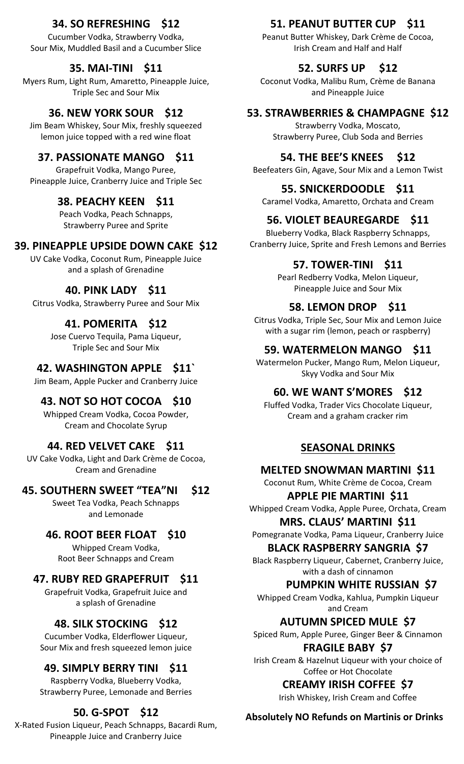### 34. SO REFRESHING $12

Cucumber Vodka, Strawberry Vodka, Sour Mix, Muddled Basil and a Cucumber Slice

### 35. MAI-TINI $11

Myers Rum, Light Rum, Amaretto, Pineapple Juice, Triple Sec and Sour Mix

### 36. NEW YORK SOUR $12

Jim Beam Whiskey, Sour Mix, freshly squeezed lemon juice topped with a red wine float

### 37. PASSIONATE MANGO $11

Grapefruit Vodka, Mango Puree, Pineapple Juice, Cranberry Juice and Triple Sec

### 38. PEACHY KEEN $11

Peach Vodka, Peach Schnapps, Strawberry Puree and Sprite

### 39. PINEAPPLE UPSIDE DOWN CAKE $12

UV Cake Vodka, Coconut Rum, Pineapple Juice and a splash of Grenadine

### 40. PINK LADY $11

Citrus Vodka, Strawberry Puree and Sour Mix

### 41. POMERITA $12

Jose Cuervo Tequila, Pama Liqueur, Triple Sec and Sour Mix

### 42. WASHINGTON APPLE $11`

Jim Beam, Apple Pucker and Cranberry Juice

### 43. NOT SO HOT COCOA $10

Whipped Cream Vodka, Cocoa Powder, Cream and Chocolate Syrup

### 44. RED VELVET CAKE $11

UV Cake Vodka, Light and Dark Crème de Cocoa, Cream and Grenadine

### 45. SOUTHERN SWEET "TEA"NI $12

Sweet Tea Vodka, Peach Schnapps and Lemonade

### 46. ROOT BEER FLOAT $10

Whipped Cream Vodka, Root Beer Schnapps and Cream

### 47. RUBY RED GRAPEFRUIT $11

Grapefruit Vodka, Grapefruit Juice and a splash of Grenadine

### 48. SILK STOCKING $12

Cucumber Vodka, Elderflower Liqueur, Sour Mix and fresh squeezed lemon juice

### 49. SIMPLY BERRY TINI $11

Raspberry Vodka, Blueberry Vodka, Strawberry Puree, Lemonade and Berries

### 50. G-SPOT $12

X-Rated Fusion Liqueur, Peach Schnapps, Bacardi Rum, Pineapple Juice and Cranberry Juice

### 51. PEANUT BUTTER CUP $11

Peanut Butter Whiskey, Dark Crème de Cocoa, Irish Cream and Half and Half

### 52. SURFS UP $12

Coconut Vodka, Malibu Rum, Crème de Banana and Pineapple Juice

### 53. STRAWBERRIES & CHAMPAGNE $12

Strawberry Vodka, Moscato, Strawberry Puree, Club Soda and Berries

### 54. THE BEE'S KNEES $12

Beefeaters Gin, Agave, Sour Mix and a Lemon Twist

### 55. SNICKERDOODLE $11

Caramel Vodka, Amaretto, Orchata and Cream

### 56. VIOLET BEAUREGARDE $11

Blueberry Vodka, Black Raspberry Schnapps, Cranberry Juice, Sprite and Fresh Lemons and Berries

### 57. TOWER-TINI $11

Pearl Redberry Vodka, Melon Liqueur, Pineapple Juice and Sour Mix

### 58. LEMON DROP $11

Citrus Vodka, Triple Sec, Sour Mix and Lemon Juice with a sugar rim (lemon, peach or raspberry)

### 59. WATERMELON MANGO $11

Watermelon Pucker, Mango Rum, Melon Liqueur, Skyy Vodka and Sour Mix

### 60. WE WANT S'MORES $12

Fluffed Vodka, Trader Vics Chocolate Liqueur, Cream and a graham cracker rim

## SEASONAL DRINKS

### MELTED SNOWMAN MARTINI $11

Coconut Rum, White Crème de Cocoa, Cream

### APPLE PIE MARTINI $11

Whipped Cream Vodka, Apple Puree, Orchata, Cream

### MRS. CLAUS' MARTINI $11

Pomegranate Vodka, Pama Liqueur, Cranberry Juice

### BLACK RASPBERRY SANGRIA $7

Black Raspberry Liqueur, Cabernet, Cranberry Juice, with a dash of cinnamon

### PUMPKIN WHITE RUSSIAN $7

Whipped Cream Vodka, Kahlua, Pumpkin Liqueur and Cream

### AUTUMN SPICED MULE $7

Spiced Rum, Apple Puree, Ginger Beer & Cinnamon

### FRAGILE BABY $7

Irish Cream & Hazelnut Liqueur with your choice of Coffee or Hot Chocolate

### CREAMY IRISH COFFEE $7

Irish Whiskey, Irish Cream and Coffee

**Absolutely NO Refunds on Martinis or Drinks**